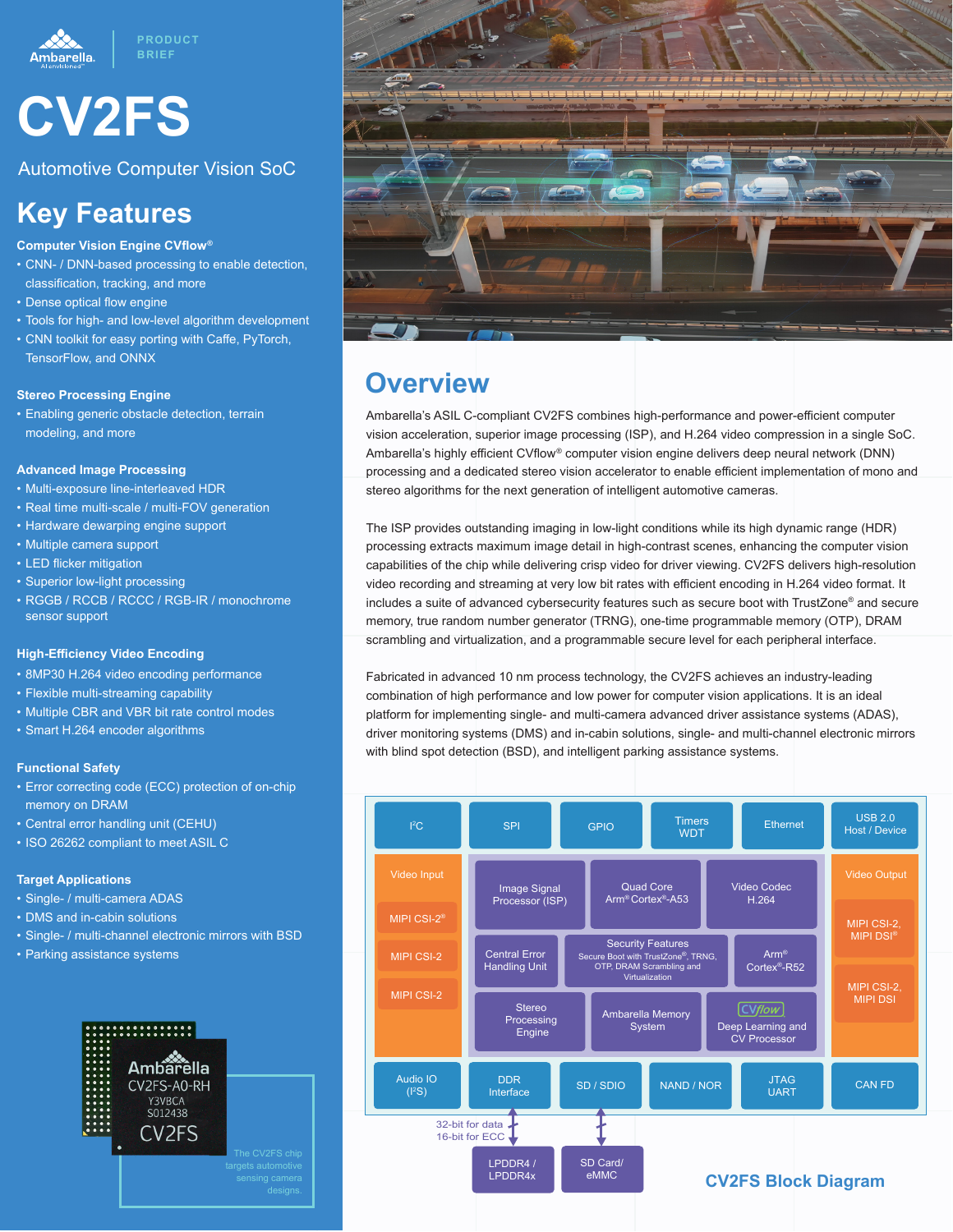PRODUCT BRIEF

# CV2FS

Automotive Computer Vision SoC

## Key Features

**Computer Vision Engine CVflow®**

- CNN- / DNN-based processing to enable detection, classification, tracking, and more
- Dense optical flow engine
- Tools for high- and low-level algorithm development
- CNN toolkit for easy porting with Caffe, PyTorch, TensorFlow, and ONNX

**Stereo Processing Engine**

- Enabling generic obstacle detection, terrain modeling, and more

**Advanced Image Processing**

- Multi-exposure line-interleaved HDR
- Real time multi-scale / multi-FOV generation
- Hardware dewarping engine support
- Multiple camera support
- LED flicker mitigation
- Superior low-light processing
- RGGB / RCCB / RCCC / RGB-IR / monochrome sensor support

**High-Efficiency Video Encoding**

- 8MP30 H.264 video encoding performance
- Flexible multi-streaming capability
- Multiple CBR and VBR bit rate control modes
- Smart H.264 encoder algorithms

**Functional Safety**

- Error correcting code (ECC) protection of on-chip memory on DRAM
- Central error handling unit (CEHU)
- ISO 26262 compliant to meet ASIL C

**Target Applications**

- Single- / multi-camera ADAS
- DMS and in-cabin solutions
- Single- / multi-channel electronic mirrors with BSD
- Parking assistance systems

The CV2FS chip targets automotive sensing camera designs.

## Overview

Ambarella's ASIL C-compliant CV2FS combines high-performance and power-efficient computer vision acceleration, superior image processing (ISP), and H.264 video compression in a single SoC. Ambarella's highly efficient CVflow® computer vision engine delivers deep neural network (DNN) processing and a dedicated stereo vision accelerator to enable efficient implementation of mono and stereo algorithms for the next generation of intelligent automotive cameras.

The ISP provides outstanding imaging in low-light conditions while its high dynamic range (HDR) processing extracts maximum image detail in high-contrast scenes, enhancing the computer vision capabilities of the chip while delivering crisp video for driver viewing. CV2FS delivers high-resolution video recording and streaming at very low bit rates with efficient encoding in H.264 video format. It includes a suite of advanced cybersecurity features such as secure boot with TrustZone® and secure memory, true random number generator (TRNG), one-time programmable memory (OTP), DRAM scrambling and virtualization, and a programmable secure level for each peripheral interface.

Fabricated in advanced 10 nm process technology, the CV2FS achieves an industry-leading combination of high performance and low power for computer vision applications. It is an ideal platform for implementing single- and multi-camera advanced driver assistance systems (ADAS), driver monitoring systems (DMS) and in-cabin solutions, single- and multi-channel electronic mirrors with blind spot detection (BSD), and intelligent parking assistance systems.

**CV2FS Block Diagram**

- Top interfaces: I²C, SPI, GPIO, Timers WDT, Ethernet, USB 2.0 Host / Device
- Video Input: MIPI CSI-2®, MIPI CSI-2, MIPI CSI-2
- Core: Image Signal Processor (ISP), Quad Core Arm® Cortex®-A53, Video Codec H.264, Central Error Handling Unit, Security Features (Secure Boot with TrustZone®, TRNG, OTP, DRAM Scrambling and Virtualization), Arm® Cortex®-R52, Stereo Processing Engine, Ambarella Memory System, CVflow Deep Learning and CV Processor
- Video Output: MIPI CSI-2, MIPI DSI®; MIPI CSI-2, MIPI DSI
- Bottom interfaces: Audio IO (I²S), DDR Interface, SD / SDIO, NAND / NOR, JTAG UART, CAN FD
- DDR Interface → LPDDR4 / LPDDR4x (32-bit for data, 16-bit for ECC)
- SD / SDIO → SD Card/ eMMC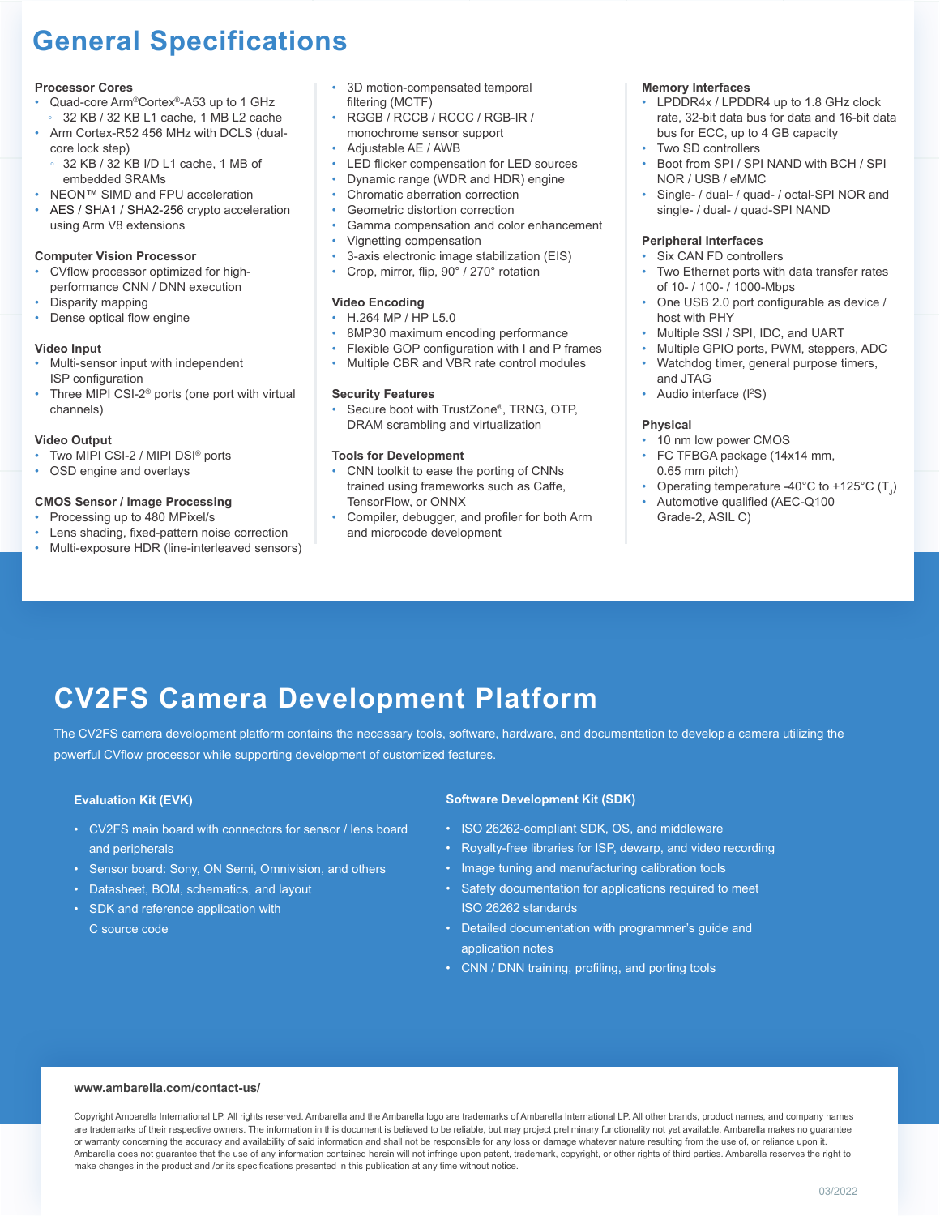# General Specifications

### Processor Cores

- Quad-core Arm®Cortex®-A53 up to 1 GHz
  - 32 KB / 32 KB L1 cache, 1 MB L2 cache
- Arm Cortex-R52 456 MHz with DCLS (dual-core lock step)
  - 32 KB / 32 KB I/D L1 cache, 1 MB of embedded SRAMs
- NEON™ SIMD and FPU acceleration
- AES / SHA1 / SHA2-256 crypto acceleration using Arm V8 extensions

### Computer Vision Processor

- CVflow processor optimized for high-performance CNN / DNN execution
- Disparity mapping
- Dense optical flow engine

### Video Input

- Multi-sensor input with independent ISP configuration
- Three MIPI CSI-2® ports (one port with virtual channels)

### Video Output

- Two MIPI CSI-2 / MIPI DSI® ports
- OSD engine and overlays

### CMOS Sensor / Image Processing

- Processing up to 480 MPixel/s
- Lens shading, fixed-pattern noise correction
- Multi-exposure HDR (line-interleaved sensors)
- 3D motion-compensated temporal filtering (MCTF)
- RGGB / RCCB / RCCC / RGB-IR / monochrome sensor support
- Adjustable AE / AWB
- LED flicker compensation for LED sources
- Dynamic range (WDR and HDR) engine
- Chromatic aberration correction
- Geometric distortion correction
- Gamma compensation and color enhancement
- Vignetting compensation
- 3-axis electronic image stabilization (EIS)
- Crop, mirror, flip, 90° / 270° rotation

### Video Encoding

- H.264 MP / HP L5.0
- 8MP30 maximum encoding performance
- Flexible GOP configuration with I and P frames
- Multiple CBR and VBR rate control modules

### Security Features

- Secure boot with TrustZone®, TRNG, OTP, DRAM scrambling and virtualization

### Tools for Development

- CNN toolkit to ease the porting of CNNs trained using frameworks such as Caffe, TensorFlow, or ONNX
- Compiler, debugger, and profiler for both Arm and microcode development

### Memory Interfaces

- LPDDR4x / LPDDR4 up to 1.8 GHz clock rate, 32-bit data bus for data and 16-bit data bus for ECC, up to 4 GB capacity
- Two SD controllers
- Boot from SPI / SPI NAND with BCH / SPI NOR / USB / eMMC
- Single- / dual- / quad- / octal-SPI NOR and single- / dual- / quad-SPI NAND

### Peripheral Interfaces

- Six CAN FD controllers
- Two Ethernet ports with data transfer rates of 10- / 100- / 1000-Mbps
- One USB 2.0 port configurable as device / host with PHY
- Multiple SSI / SPI, IDC, and UART
- Multiple GPIO ports, PWM, steppers, ADC
- Watchdog timer, general purpose timers, and JTAG
- Audio interface (I²S)

### Physical

- 10 nm low power CMOS
- FC TFBGA package (14x14 mm, 0.65 mm pitch)
- Operating temperature -40°C to +125°C ($T_J$)
- Automotive qualified (AEC-Q100 Grade-2, ASIL C)

# CV2FS Camera Development Platform

The CV2FS camera development platform contains the necessary tools, software, hardware, and documentation to develop a camera utilizing the powerful CVflow processor while supporting development of customized features.

### Evaluation Kit (EVK)

- CV2FS main board with connectors for sensor / lens board and peripherals
- Sensor board: Sony, ON Semi, Omnivision, and others
- Datasheet, BOM, schematics, and layout
- SDK and reference application with C source code

### Software Development Kit (SDK)

- ISO 26262-compliant SDK, OS, and middleware
- Royalty-free libraries for ISP, dewarp, and video recording
- Image tuning and manufacturing calibration tools
- Safety documentation for applications required to meet ISO 26262 standards
- Detailed documentation with programmer's guide and application notes
- CNN / DNN training, profiling, and porting tools

**www.ambarella.com/contact-us/**

Copyright Ambarella International LP. All rights reserved. Ambarella and the Ambarella logo are trademarks of Ambarella International LP. All other brands, product names, and company names are trademarks of their respective owners. The information in this document is believed to be reliable, but may project preliminary functionality not yet available. Ambarella makes no guarantee or warranty concerning the accuracy and availability of said information and shall not be responsible for any loss or damage whatever nature resulting from the use of, or reliance upon it. Ambarella does not guarantee that the use of any information contained herein will not infringe upon patent, trademark, copyright, or other rights of third parties. Ambarella reserves the right to make changes in the product and /or its specifications presented in this publication at any time without notice.

03/2022